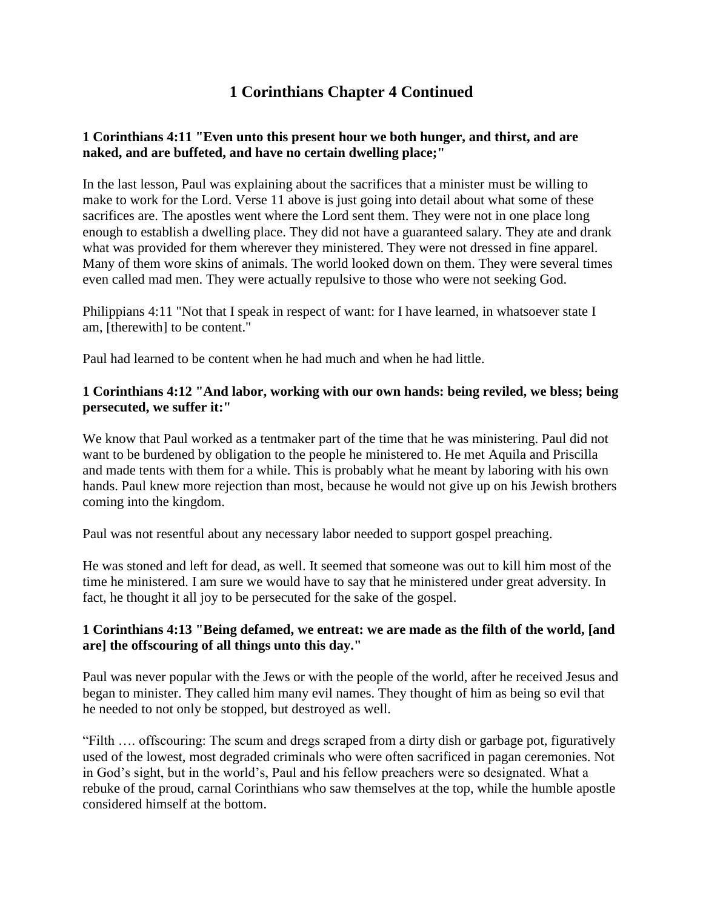# 1 Corinthians Chapter 4 Continued

**1 Corinthians 4:11 "Even unto this present hour we both hunger, and thirst, and are naked, and are buffeted, and have no certain dwelling place;"**

In the last lesson, Paul was explaining about the sacrifices that a minister must be willing to make to work for the Lord. Verse 11 above is just going into detail about what some of these sacrifices are. The apostles went where the Lord sent them. They were not in one place long enough to establish a dwelling place. They did not have a guaranteed salary. They ate and drank what was provided for them wherever they ministered. They were not dressed in fine apparel. Many of them wore skins of animals. The world looked down on them. They were several times even called mad men. They were actually repulsive to those who were not seeking God.

Philippians 4:11 "Not that I speak in respect of want: for I have learned, in whatsoever state I am, [therewith] to be content."

Paul had learned to be content when he had much and when he had little.

**1 Corinthians 4:12 "And labor, working with our own hands: being reviled, we bless; being persecuted, we suffer it:"**

We know that Paul worked as a tentmaker part of the time that he was ministering. Paul did not want to be burdened by obligation to the people he ministered to. He met Aquila and Priscilla and made tents with them for a while. This is probably what he meant by laboring with his own hands. Paul knew more rejection than most, because he would not give up on his Jewish brothers coming into the kingdom.

Paul was not resentful about any necessary labor needed to support gospel preaching.

He was stoned and left for dead, as well. It seemed that someone was out to kill him most of the time he ministered. I am sure we would have to say that he ministered under great adversity. In fact, he thought it all joy to be persecuted for the sake of the gospel.

**1 Corinthians 4:13 "Being defamed, we entreat: we are made as the filth of the world, [and are] the offscouring of all things unto this day."**

Paul was never popular with the Jews or with the people of the world, after he received Jesus and began to minister. They called him many evil names. They thought of him as being so evil that he needed to not only be stopped, but destroyed as well.

"Filth …. offscouring: The scum and dregs scraped from a dirty dish or garbage pot, figuratively used of the lowest, most degraded criminals who were often sacrificed in pagan ceremonies. Not in God's sight, but in the world's, Paul and his fellow preachers were so designated. What a rebuke of the proud, carnal Corinthians who saw themselves at the top, while the humble apostle considered himself at the bottom.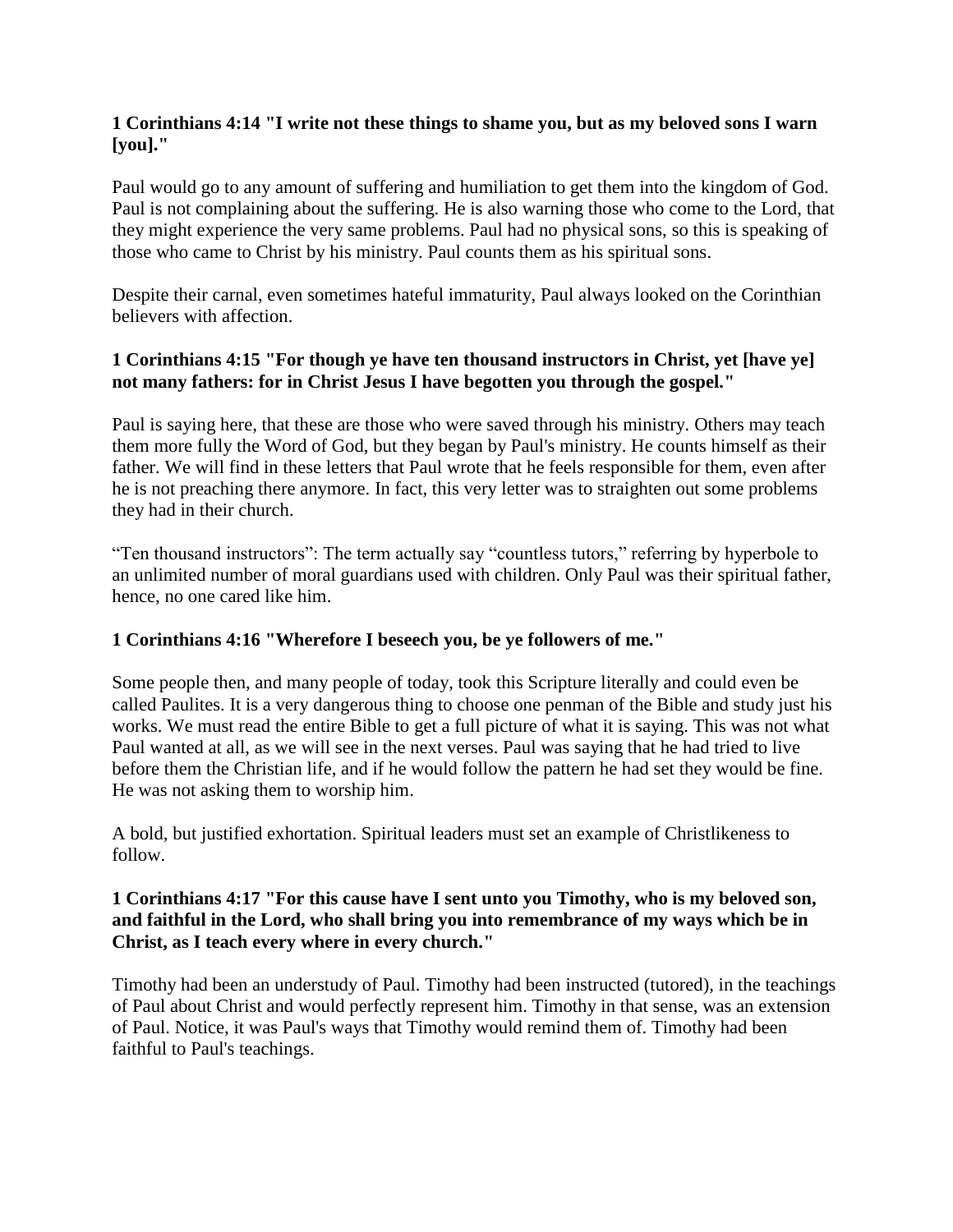**1 Corinthians 4:14 "I write not these things to shame you, but as my beloved sons I warn [you]."**

Paul would go to any amount of suffering and humiliation to get them into the kingdom of God. Paul is not complaining about the suffering. He is also warning those who come to the Lord, that they might experience the very same problems. Paul had no physical sons, so this is speaking of those who came to Christ by his ministry. Paul counts them as his spiritual sons.

Despite their carnal, even sometimes hateful immaturity, Paul always looked on the Corinthian believers with affection.

**1 Corinthians 4:15 "For though ye have ten thousand instructors in Christ, yet [have ye] not many fathers: for in Christ Jesus I have begotten you through the gospel."**

Paul is saying here, that these are those who were saved through his ministry. Others may teach them more fully the Word of God, but they began by Paul's ministry. He counts himself as their father. We will find in these letters that Paul wrote that he feels responsible for them, even after he is not preaching there anymore. In fact, this very letter was to straighten out some problems they had in their church.

"Ten thousand instructors": The term actually say "countless tutors," referring by hyperbole to an unlimited number of moral guardians used with children. Only Paul was their spiritual father, hence, no one cared like him.

**1 Corinthians 4:16 "Wherefore I beseech you, be ye followers of me."**

Some people then, and many people of today, took this Scripture literally and could even be called Paulites. It is a very dangerous thing to choose one penman of the Bible and study just his works. We must read the entire Bible to get a full picture of what it is saying. This was not what Paul wanted at all, as we will see in the next verses. Paul was saying that he had tried to live before them the Christian life, and if he would follow the pattern he had set they would be fine. He was not asking them to worship him.

A bold, but justified exhortation. Spiritual leaders must set an example of Christlikeness to follow.

**1 Corinthians 4:17 "For this cause have I sent unto you Timothy, who is my beloved son, and faithful in the Lord, who shall bring you into remembrance of my ways which be in Christ, as I teach every where in every church."**

Timothy had been an understudy of Paul. Timothy had been instructed (tutored), in the teachings of Paul about Christ and would perfectly represent him. Timothy in that sense, was an extension of Paul. Notice, it was Paul's ways that Timothy would remind them of. Timothy had been faithful to Paul's teachings.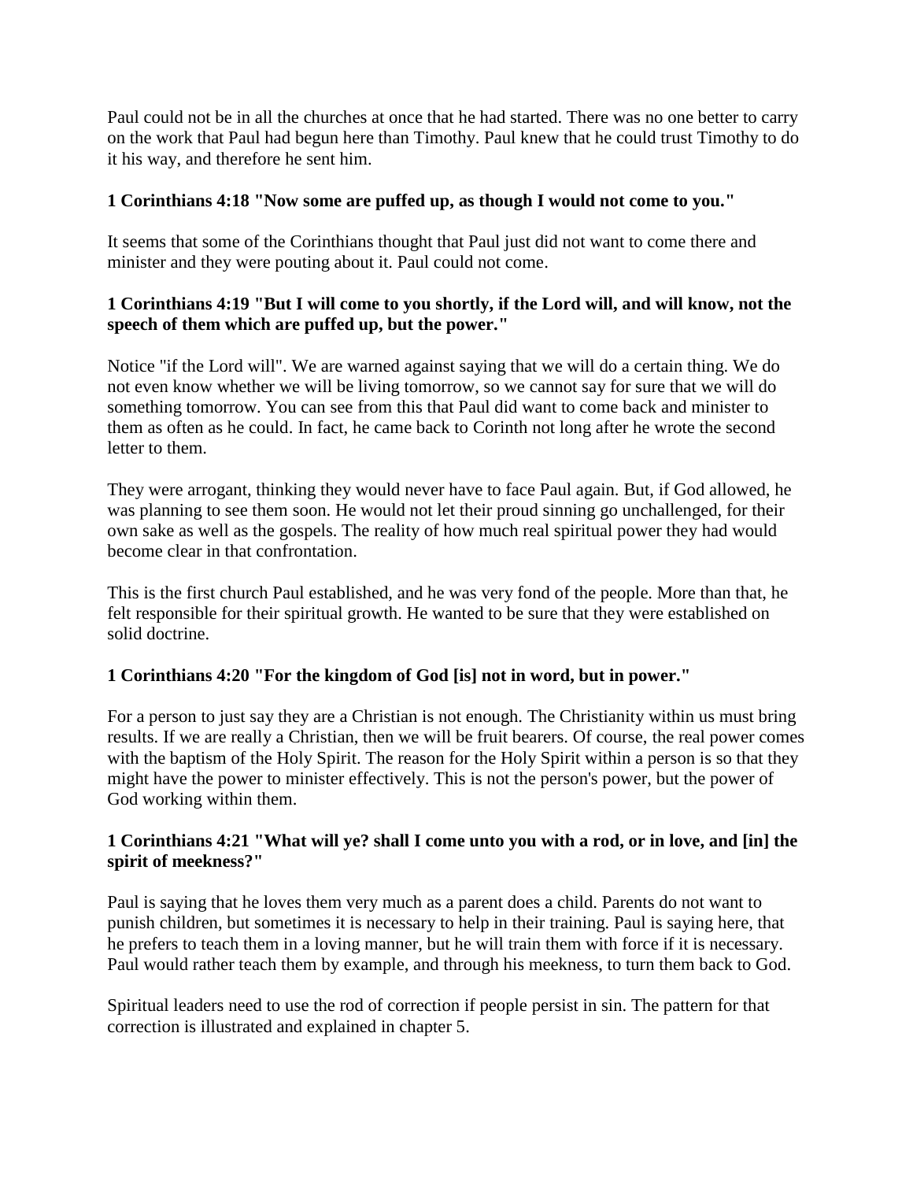Paul could not be in all the churches at once that he had started. There was no one better to carry on the work that Paul had begun here than Timothy. Paul knew that he could trust Timothy to do it his way, and therefore he sent him.

**1 Corinthians 4:18 "Now some are puffed up, as though I would not come to you."**

It seems that some of the Corinthians thought that Paul just did not want to come there and minister and they were pouting about it. Paul could not come.

**1 Corinthians 4:19 "But I will come to you shortly, if the Lord will, and will know, not the speech of them which are puffed up, but the power."**

Notice "if the Lord will". We are warned against saying that we will do a certain thing. We do not even know whether we will be living tomorrow, so we cannot say for sure that we will do something tomorrow. You can see from this that Paul did want to come back and minister to them as often as he could. In fact, he came back to Corinth not long after he wrote the second letter to them.

They were arrogant, thinking they would never have to face Paul again. But, if God allowed, he was planning to see them soon. He would not let their proud sinning go unchallenged, for their own sake as well as the gospels. The reality of how much real spiritual power they had would become clear in that confrontation.

This is the first church Paul established, and he was very fond of the people. More than that, he felt responsible for their spiritual growth. He wanted to be sure that they were established on solid doctrine.

**1 Corinthians 4:20 "For the kingdom of God [is] not in word, but in power."**

For a person to just say they are a Christian is not enough. The Christianity within us must bring results. If we are really a Christian, then we will be fruit bearers. Of course, the real power comes with the baptism of the Holy Spirit. The reason for the Holy Spirit within a person is so that they might have the power to minister effectively. This is not the person's power, but the power of God working within them.

**1 Corinthians 4:21 "What will ye? shall I come unto you with a rod, or in love, and [in] the spirit of meekness?"**

Paul is saying that he loves them very much as a parent does a child. Parents do not want to punish children, but sometimes it is necessary to help in their training. Paul is saying here, that he prefers to teach them in a loving manner, but he will train them with force if it is necessary. Paul would rather teach them by example, and through his meekness, to turn them back to God.

Spiritual leaders need to use the rod of correction if people persist in sin. The pattern for that correction is illustrated and explained in chapter 5.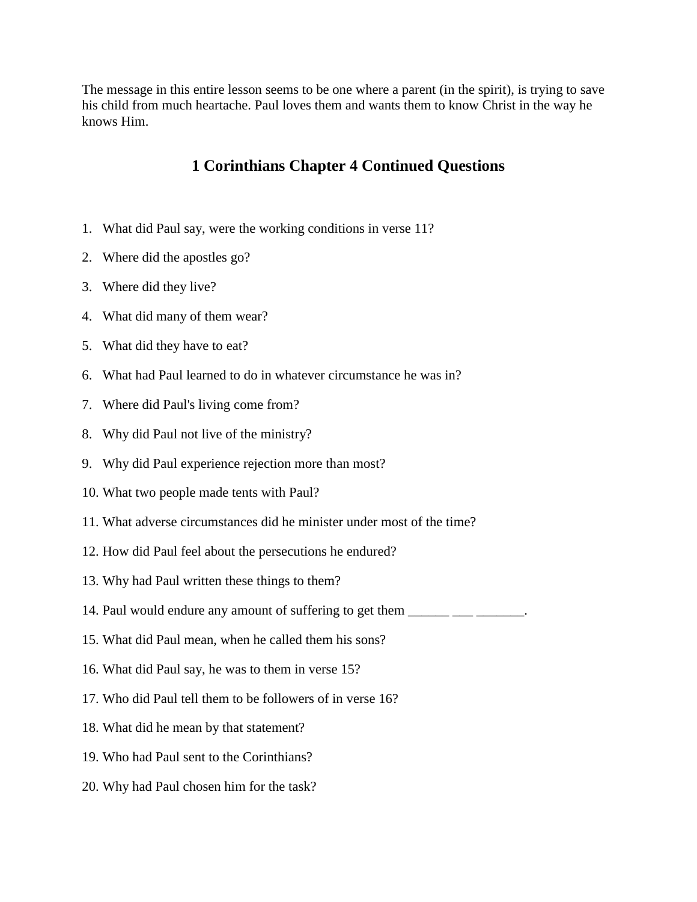The message in this entire lesson seems to be one where a parent (in the spirit), is trying to save his child from much heartache. Paul loves them and wants them to know Christ in the way he knows Him.

## 1 Corinthians Chapter 4 Continued Questions

1. What did Paul say, were the working conditions in verse 11?
2. Where did the apostles go?
3. Where did they live?
4. What did many of them wear?
5. What did they have to eat?
6. What had Paul learned to do in whatever circumstance he was in?
7. Where did Paul's living come from?
8. Why did Paul not live of the ministry?
9. Why did Paul experience rejection more than most?
10. What two people made tents with Paul?
11. What adverse circumstances did he minister under most of the time?
12. How did Paul feel about the persecutions he endured?
13. Why had Paul written these things to them?
14. Paul would endure any amount of suffering to get them ______ ___ _______.
15. What did Paul mean, when he called them his sons?
16. What did Paul say, he was to them in verse 15?
17. Who did Paul tell them to be followers of in verse 16?
18. What did he mean by that statement?
19. Who had Paul sent to the Corinthians?
20. Why had Paul chosen him for the task?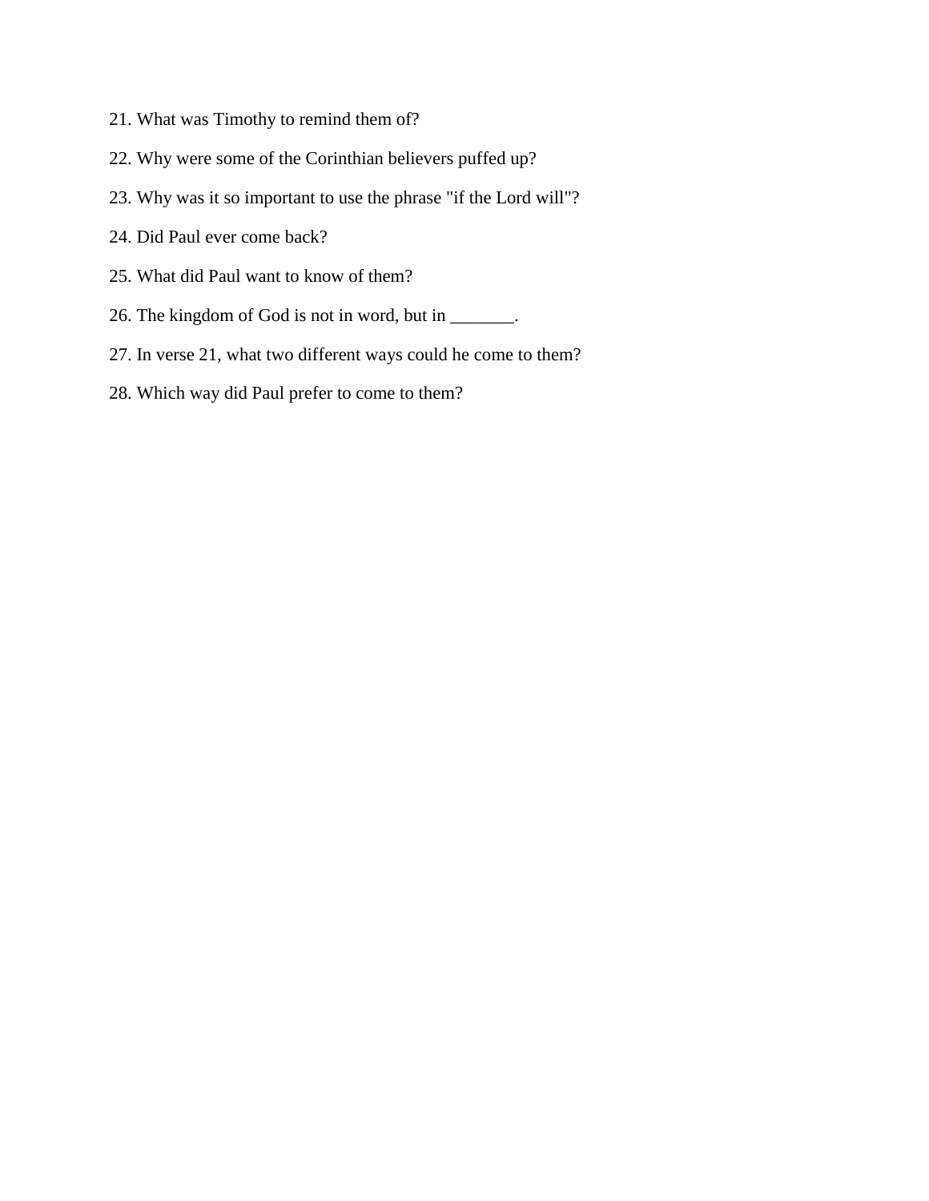21. What was Timothy to remind them of?

22. Why were some of the Corinthian believers puffed up?

23. Why was it so important to use the phrase "if the Lord will"?

24. Did Paul ever come back?

25. What did Paul want to know of them?

26. The kingdom of God is not in word, but in _______.

27. In verse 21, what two different ways could he come to them?

28. Which way did Paul prefer to come to them?